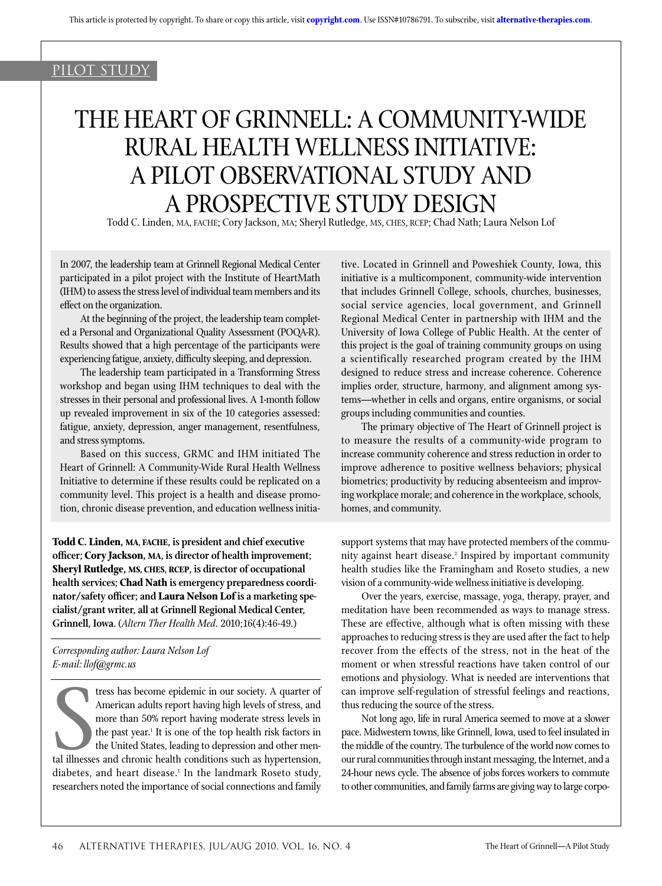PILOT STUDY

# THE HEART OF GRINNELL: A COMMUNITY-WIDE RURAL HEALTH WELLNESS INITIATIVE: A PILOT OBSERVATIONAL STUDY AND A PROSPECTIVE STUDY DESIGN

Todd C. Linden, MA, FACHE; Cory Jackson, MA; Sheryl Rutledge, MS, CHES, RCEP; Chad Nath; Laura Nelson Lof

In 2007, the leadership team at Grinnell Regional Medical Center participated in a pilot project with the Institute of HeartMath (IHM) to assess the stress level of individual team members and its effect on the organization.

At the beginning of the project, the leadership team completed a Personal and Organizational Quality Assessment (POQA-R). Results showed that a high percentage of the participants were experiencing fatigue, anxiety, difficulty sleeping, and depression.

The leadership team participated in a Transforming Stress workshop and began using IHM techniques to deal with the stresses in their personal and professional lives. A 1-month follow up revealed improvement in six of the 10 categories assessed: fatigue, anxiety, depression, anger management, resentfulness, and stress symptoms.

Based on this success, GRMC and IHM initiated The Heart of Grinnell: A Community-Wide Rural Health Wellness Initiative to determine if these results could be replicated on a community level. This project is a health and disease promotion, chronic disease prevention, and education wellness initiative. Located in Grinnell and Poweshiek County, Iowa, this initiative is a multicomponent, community-wide intervention that includes Grinnell College, schools, churches, businesses, social service agencies, local government, and Grinnell Regional Medical Center in partnership with IHM and the University of Iowa College of Public Health. At the center of this project is the goal of training community groups on using a scientifically researched program created by the IHM designed to reduce stress and increase coherence. Coherence implies order, structure, harmony, and alignment among systems—whether in cells and organs, entire organisms, or social groups including communities and counties.

The primary objective of The Heart of Grinnell project is to measure the results of a community-wide program to increase community coherence and stress reduction in order to improve adherence to positive wellness behaviors; physical biometrics; productivity by reducing absenteeism and improving workplace morale; and coherence in the workplace, schools, homes, and community.

**Todd C. Linden, MA, FACHE, is president and chief executive officer; Cory Jackson, MA, is director of health improvement; Sheryl Rutledge, MS, CHES, RCEP, is director of occupational health services; Chad Nath is emergency preparedness coordinator/safety officer; and Laura Nelson Lof is a marketing specialist/grant writer, all at Grinnell Regional Medical Center, Grinnell, Iowa.** (*Altern Ther Health Med*. 2010;16(4):46-49.)

*Corresponding author: Laura Nelson Lof*
*E-mail: llof@grmc.us*

Stress has become epidemic in our society. A quarter of American adults report having high levels of stress, and more than 50% report having moderate stress levels in the past year.[1] It is one of the top health risk factors in the United States, leading to depression and other mental illnesses and chronic health conditions such as hypertension, diabetes, and heart disease.[1] In the landmark Roseto study, researchers noted the importance of social connections and family support systems that may have protected members of the community against heart disease.[2] Inspired by important community health studies like the Framingham and Roseto studies, a new vision of a community-wide wellness initiative is developing.

Over the years, exercise, massage, yoga, therapy, prayer, and meditation have been recommended as ways to manage stress. These are effective, although what is often missing with these approaches to reducing stress is they are used after the fact to help recover from the effects of the stress, not in the heat of the moment or when stressful reactions have taken control of our emotions and physiology. What is needed are interventions that can improve self-regulation of stressful feelings and reactions, thus reducing the source of the stress.

Not long ago, life in rural America seemed to move at a slower pace. Midwestern towns, like Grinnell, Iowa, used to feel insulated in the middle of the country. The turbulence of the world now comes to our rural communities through instant messaging, the Internet, and a 24-hour news cycle. The absence of jobs forces workers to commute to other communities, and family farms are giving way to large corpo-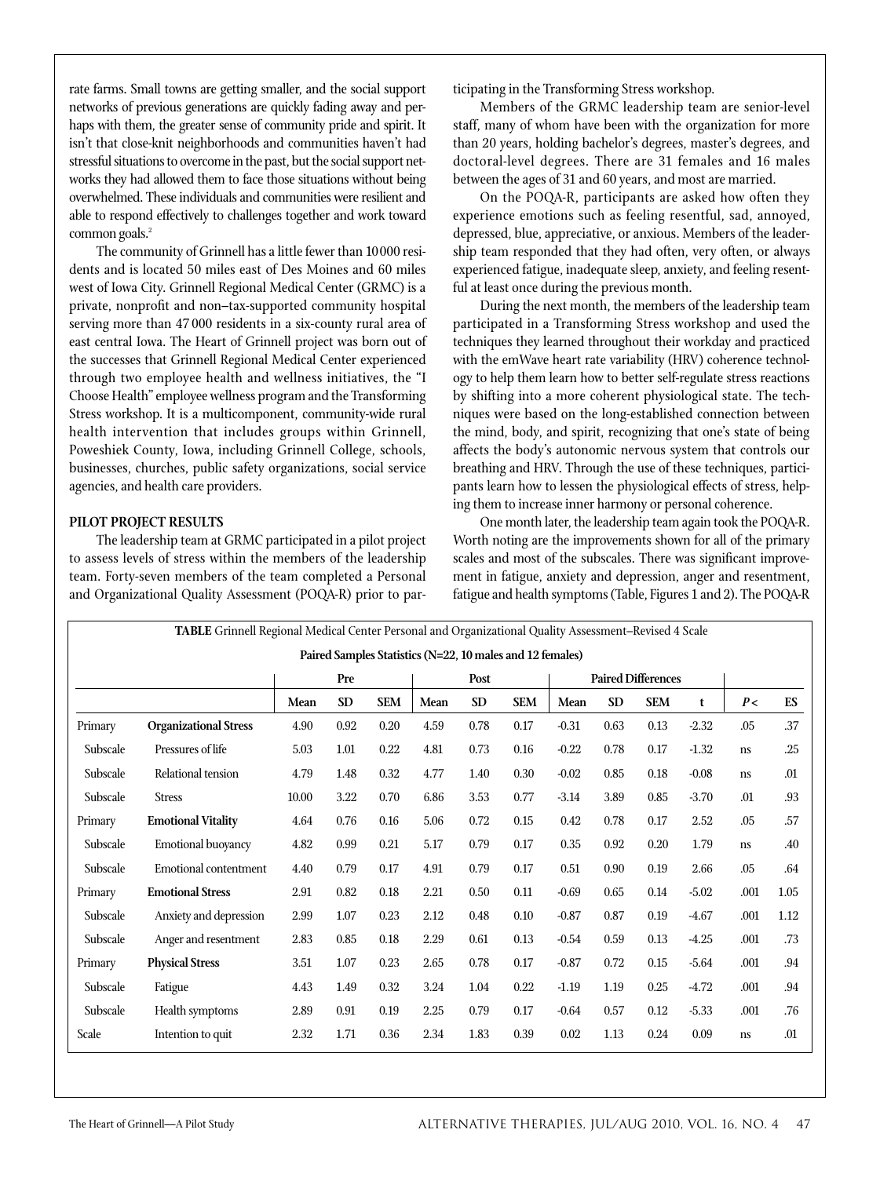rate farms. Small towns are getting smaller, and the social support networks of previous generations are quickly fading away and perhaps with them, the greater sense of community pride and spirit. It isn't that close-knit neighborhoods and communities haven't had stressful situations to overcome in the past, but the social support networks they had allowed them to face those situations without being overwhelmed. These individuals and communities were resilient and able to respond effectively to challenges together and work toward common goals.[2]

The community of Grinnell has a little fewer than 10 000 residents and is located 50 miles east of Des Moines and 60 miles west of Iowa City. Grinnell Regional Medical Center (GRMC) is a private, nonprofit and non–tax-supported community hospital serving more than 47 000 residents in a six-county rural area of east central Iowa. The Heart of Grinnell project was born out of the successes that Grinnell Regional Medical Center experienced through two employee health and wellness initiatives, the "I Choose Health" employee wellness program and the Transforming Stress workshop. It is a multicomponent, community-wide rural health intervention that includes groups within Grinnell, Poweshiek County, Iowa, including Grinnell College, schools, businesses, churches, public safety organizations, social service agencies, and health care providers.

## PILOT PROJECT RESULTS

The leadership team at GRMC participated in a pilot project to assess levels of stress within the members of the leadership team. Forty-seven members of the team completed a Personal and Organizational Quality Assessment (POQA-R) prior to participating in the Transforming Stress workshop.

Members of the GRMC leadership team are senior-level staff, many of whom have been with the organization for more than 20 years, holding bachelor's degrees, master's degrees, and doctoral-level degrees. There are 31 females and 16 males between the ages of 31 and 60 years, and most are married.

On the POQA-R, participants are asked how often they experience emotions such as feeling resentful, sad, annoyed, depressed, blue, appreciative, or anxious. Members of the leadership team responded that they had often, very often, or always experienced fatigue, inadequate sleep, anxiety, and feeling resentful at least once during the previous month.

During the next month, the members of the leadership team participated in a Transforming Stress workshop and used the techniques they learned throughout their workday and practiced with the emWave heart rate variability (HRV) coherence technology to help them learn how to better self-regulate stress reactions by shifting into a more coherent physiological state. The techniques were based on the long-established connection between the mind, body, and spirit, recognizing that one's state of being affects the body's autonomic nervous system that controls our breathing and HRV. Through the use of these techniques, participants learn how to lessen the physiological effects of stress, helping them to increase inner harmony or personal coherence.

One month later, the leadership team again took the POQA-R. Worth noting are the improvements shown for all of the primary scales and most of the subscales. There was significant improvement in fatigue, anxiety and depression, anger and resentment, fatigue and health symptoms (Table, Figures 1 and 2). The POQA-R

**TABLE** Grinnell Regional Medical Center Personal and Organizational Quality Assessment–Revised 4 Scale

Paired Samples Statistics (N=22, 10 males and 12 females)

| | | Pre | | | Post | | | Paired Differences | | | | | |
|---|---|---|---|---|---|---|---|---|---|---|---|---|---|
| | | Mean | SD | SEM | Mean | SD | SEM | Mean | SD | SEM | t | $P <$ | ES |
| Primary | **Organizational Stress** | 4.90 | 0.92 | 0.20 | 4.59 | 0.78 | 0.17 | -0.31 | 0.63 | 0.13 | -2.32 | .05 | .37 |
| Subscale | Pressures of life | 5.03 | 1.01 | 0.22 | 4.81 | 0.73 | 0.16 | -0.22 | 0.78 | 0.17 | -1.32 | ns | .25 |
| Subscale | Relational tension | 4.79 | 1.48 | 0.32 | 4.77 | 1.40 | 0.30 | -0.02 | 0.85 | 0.18 | -0.08 | ns | .01 |
| Subscale | Stress | 10.00 | 3.22 | 0.70 | 6.86 | 3.53 | 0.77 | -3.14 | 3.89 | 0.85 | -3.70 | .01 | .93 |
| Primary | **Emotional Vitality** | 4.64 | 0.76 | 0.16 | 5.06 | 0.72 | 0.15 | 0.42 | 0.78 | 0.17 | 2.52 | .05 | .57 |
| Subscale | Emotional buoyancy | 4.82 | 0.99 | 0.21 | 5.17 | 0.79 | 0.17 | 0.35 | 0.92 | 0.20 | 1.79 | ns | .40 |
| Subscale | Emotional contentment | 4.40 | 0.79 | 0.17 | 4.91 | 0.79 | 0.17 | 0.51 | 0.90 | 0.19 | 2.66 | .05 | .64 |
| Primary | **Emotional Stress** | 2.91 | 0.82 | 0.18 | 2.21 | 0.50 | 0.11 | -0.69 | 0.65 | 0.14 | -5.02 | .001 | 1.05 |
| Subscale | Anxiety and depression | 2.99 | 1.07 | 0.23 | 2.12 | 0.48 | 0.10 | -0.87 | 0.87 | 0.19 | -4.67 | .001 | 1.12 |
| Subscale | Anger and resentment | 2.83 | 0.85 | 0.18 | 2.29 | 0.61 | 0.13 | -0.54 | 0.59 | 0.13 | -4.25 | .001 | .73 |
| Primary | **Physical Stress** | 3.51 | 1.07 | 0.23 | 2.65 | 0.78 | 0.17 | -0.87 | 0.72 | 0.15 | -5.64 | .001 | .94 |
| Subscale | Fatigue | 4.43 | 1.49 | 0.32 | 3.24 | 1.04 | 0.22 | -1.19 | 1.19 | 0.25 | -4.72 | .001 | .94 |
| Subscale | Health symptoms | 2.89 | 0.91 | 0.19 | 2.25 | 0.79 | 0.17 | -0.64 | 0.57 | 0.12 | -5.33 | .001 | .76 |
| Scale | Intention to quit | 2.32 | 1.71 | 0.36 | 2.34 | 1.83 | 0.39 | 0.02 | 1.13 | 0.24 | 0.09 | ns | .01 |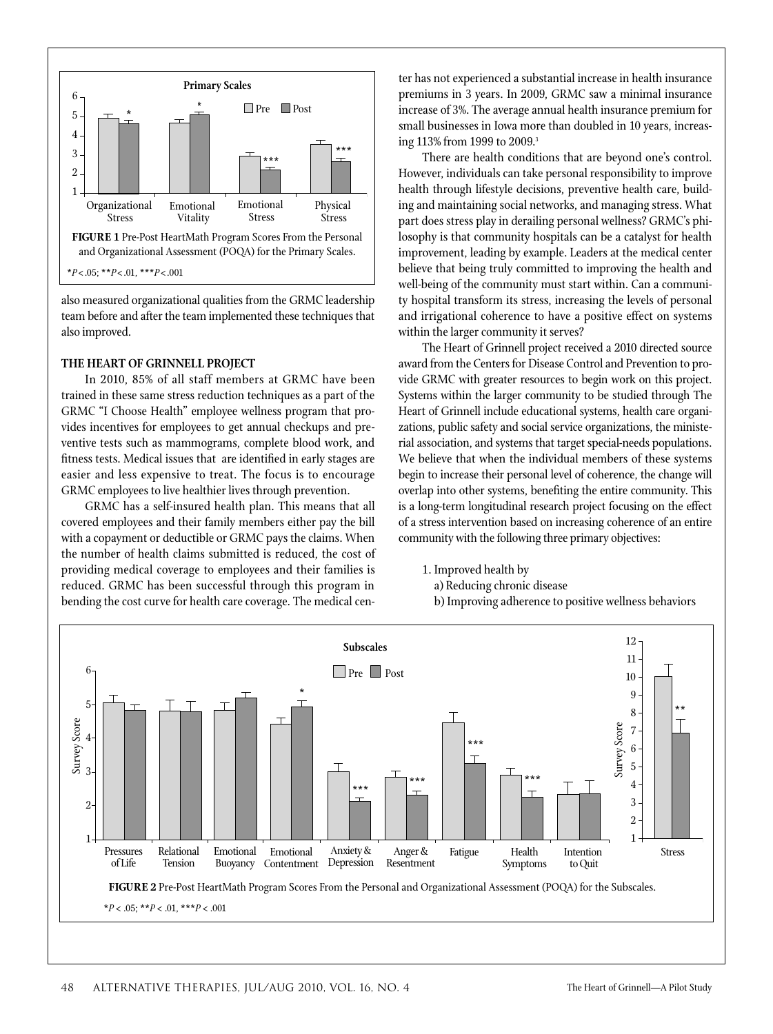**FIGURE 1** Pre-Post HeartMath Program Scores From the Personal and Organizational Assessment (POQA) for the Primary Scales.

*$P < .05$; **$P < .01$, ***$P < .001$

also measured organizational qualities from the GRMC leadership team before and after the team implemented these techniques that also improved.

### THE HEART OF GRINNELL PROJECT

In 2010, 85% of all staff members at GRMC have been trained in these same stress reduction techniques as a part of the GRMC "I Choose Health" employee wellness program that provides incentives for employees to get annual checkups and preventive tests such as mammograms, complete blood work, and fitness tests. Medical issues that are identified in early stages are easier and less expensive to treat. The focus is to encourage GRMC employees to live healthier lives through prevention.

GRMC has a self-insured health plan. This means that all covered employees and their family members either pay the bill with a copayment or deductible or GRMC pays the claims. When the number of health claims submitted is reduced, the cost of providing medical coverage to employees and their families is reduced. GRMC has been successful through this program in bending the cost curve for health care coverage. The medical center has not experienced a substantial increase in health insurance premiums in 3 years. In 2009, GRMC saw a minimal insurance increase of 3%. The average annual health insurance premium for small businesses in Iowa more than doubled in 10 years, increasing 113% from 1999 to 2009.[3]

There are health conditions that are beyond one's control. However, individuals can take personal responsibility to improve health through lifestyle decisions, preventive health care, building and maintaining social networks, and managing stress. What part does stress play in derailing personal wellness? GRMC's philosophy is that community hospitals can be a catalyst for health improvement, leading by example. Leaders at the medical center believe that being truly committed to improving the health and well-being of the community must start within. Can a community hospital transform its stress, increasing the levels of personal and irrigational coherence to have a positive effect on systems within the larger community it serves?

The Heart of Grinnell project received a 2010 directed source award from the Centers for Disease Control and Prevention to provide GRMC with greater resources to begin work on this project. Systems within the larger community to be studied through The Heart of Grinnell include educational systems, health care organizations, public safety and social service organizations, the ministerial association, and systems that target special-needs populations. We believe that when the individual members of these systems begin to increase their personal level of coherence, the change will overlap into other systems, benefiting the entire community. This is a long-term longitudinal research project focusing on the effect of a stress intervention based on increasing coherence of an entire community with the following three primary objectives:

1. Improved health by
   a) Reducing chronic disease
   b) Improving adherence to positive wellness behaviors

**FIGURE 2** Pre-Post HeartMath Program Scores From the Personal and Organizational Assessment (POQA) for the Subscales.

*$P < .05$; **$P < .01$, ***$P < .001$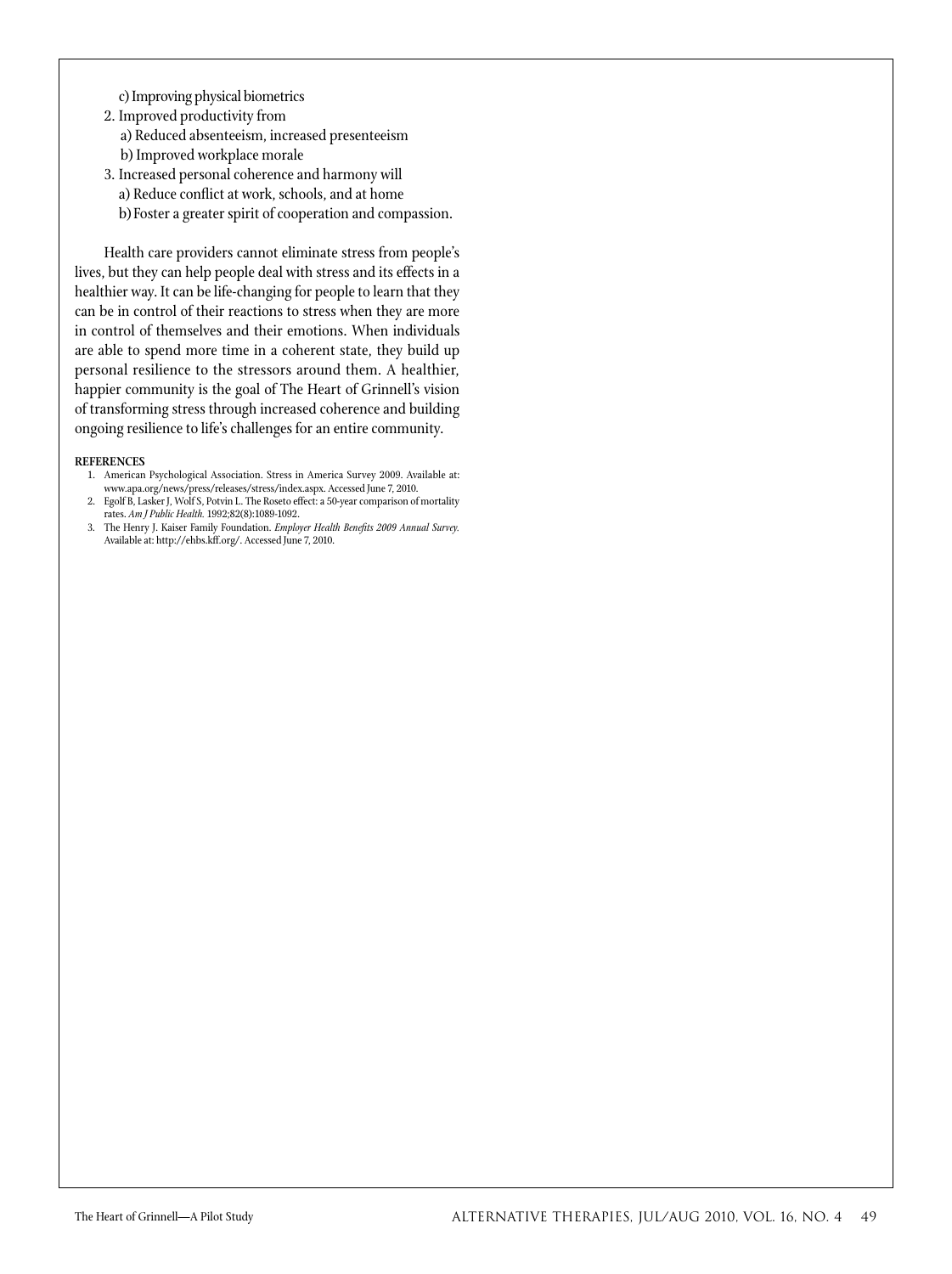c) Improving physical biometrics

2. Improved productivity from
   a) Reduced absenteeism, increased presenteeism
   b) Improved workplace morale
3. Increased personal coherence and harmony will
   a) Reduce conflict at work, schools, and at home
   b) Foster a greater spirit of cooperation and compassion.

Health care providers cannot eliminate stress from people's lives, but they can help people deal with stress and its effects in a healthier way. It can be life-changing for people to learn that they can be in control of their reactions to stress when they are more in control of themselves and their emotions. When individuals are able to spend more time in a coherent state, they build up personal resilience to the stressors around them. A healthier, happier community is the goal of The Heart of Grinnell's vision of transforming stress through increased coherence and building ongoing resilience to life's challenges for an entire community.

**REFERENCES**

1. American Psychological Association. Stress in America Survey 2009. Available at: www.apa.org/news/press/releases/stress/index.aspx. Accessed June 7, 2010.
2. Egolf B, Lasker J, Wolf S, Potvin L. The Roseto effect: a 50-year comparison of mortality rates. *Am J Public Health.* 1992;82(8):1089-1092.
3. The Henry J. Kaiser Family Foundation. *Employer Health Benefits 2009 Annual Survey.* Available at: http://ehbs.kff.org/. Accessed June 7, 2010.